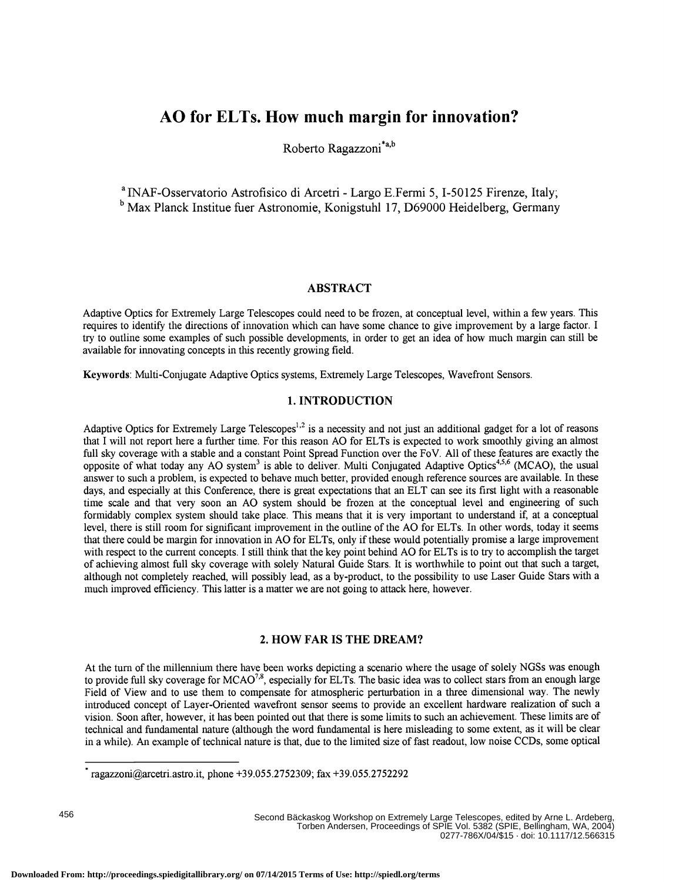# AO for ELTs. How much margin for innovation?

Roberto Ragazzoni[*a,b]

[a] INAF-Osservatorio Astrofisico di Arcetri - Largo E.Fermi 5, I-50125 Firenze, Italy;
[b] Max Planck Institue fuer Astronomie, Konigstuhl 17, D69000 Heidelberg, Germany

## ABSTRACT

Adaptive Optics for Extremely Large Telescopes could need to be frozen, at conceptual level, within a few years. This requires to identify the directions of innovation which can have some chance to give improvement by a large factor. I try to outline some examples of such possible developments, in order to get an idea of how much margin can still be available for innovating concepts in this recently growing field.

**Keywords**: Multi-Conjugate Adaptive Optics systems, Extremely Large Telescopes, Wavefront Sensors.

## 1. INTRODUCTION

Adaptive Optics for Extremely Large Telescopes[1,2] is a necessity and not just an additional gadget for a lot of reasons that I will not report here a further time. For this reason AO for ELTs is expected to work smoothly giving an almost full sky coverage with a stable and a constant Point Spread Function over the FoV. All of these features are exactly the opposite of what today any AO system[3] is able to deliver. Multi Conjugated Adaptive Optics[4,5,6] (MCAO), the usual answer to such a problem, is expected to behave much better, provided enough reference sources are available. In these days, and especially at this Conference, there is great expectations that an ELT can see its first light with a reasonable time scale and that very soon an AO system should be frozen at the conceptual level and engineering of such formidably complex system should take place. This means that it is very important to understand if, at a conceptual level, there is still room for significant improvement in the outline of the AO for ELTs. In other words, today it seems that there could be margin for innovation in AO for ELTs, only if these would potentially promise a large improvement with respect to the current concepts. I still think that the key point behind AO for ELTs is to try to accomplish the target of achieving almost full sky coverage with solely Natural Guide Stars. It is worthwhile to point out that such a target, although not completely reached, will possibly lead, as a by-product, to the possibility to use Laser Guide Stars with a much improved efficiency. This latter is a matter we are not going to attack here, however.

## 2. HOW FAR IS THE DREAM?

At the turn of the millennium there have been works depicting a scenario where the usage of solely NGSs was enough to provide full sky coverage for MCAO[7,8], especially for ELTs. The basic idea was to collect stars from an enough large Field of View and to use them to compensate for atmospheric perturbation in a three dimensional way. The newly introduced concept of Layer-Oriented wavefront sensor seems to provide an excellent hardware realization of such a vision. Soon after, however, it has been pointed out that there is some limits to such an achievement. These limits are of technical and fundamental nature (although the word fundamental is here misleading to some extent, as it will be clear in a while). An example of technical nature is that, due to the limited size of fast readout, low noise CCDs, some optical

[*] ragazzoni@arcetri.astro.it, phone +39.055.2752309; fax +39.055.2752292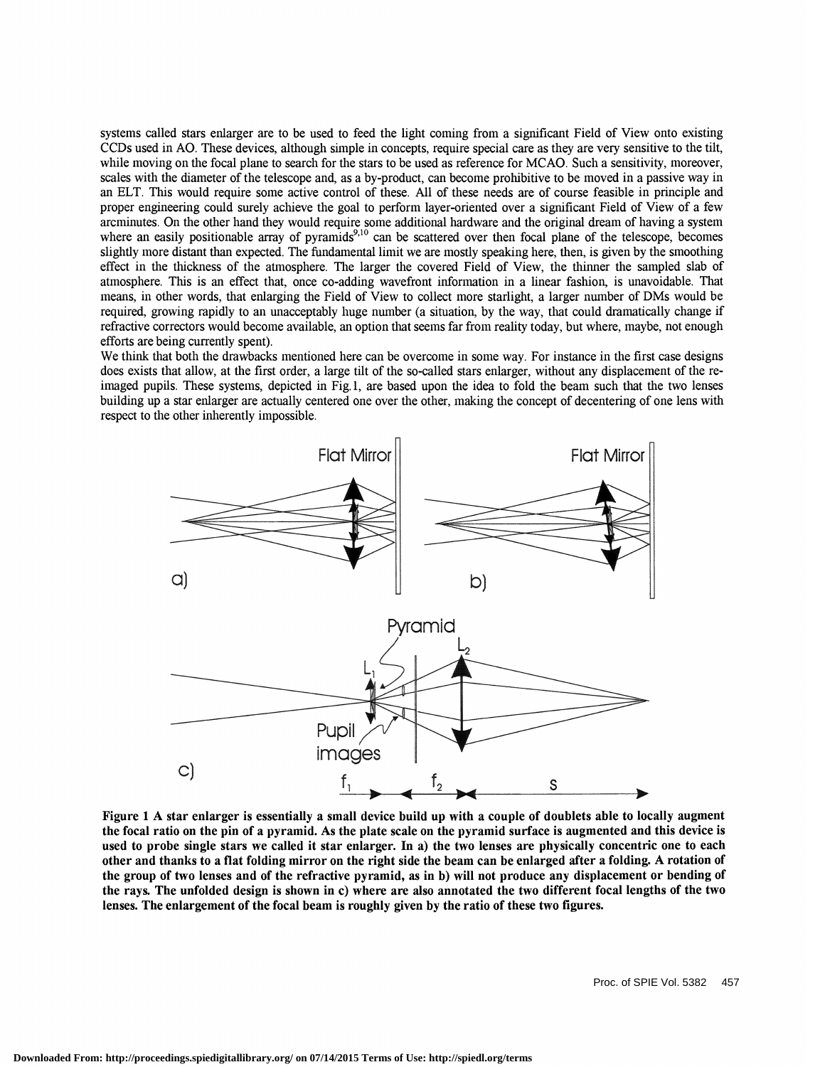systems called stars enlarger are to be used to feed the light coming from a significant Field of View onto existing CCDs used in AO. These devices, although simple in concepts, require special care as they are very sensitive to the tilt, while moving on the focal plane to search for the stars to be used as reference for MCAO. Such a sensitivity, moreover, scales with the diameter of the telescope and, as a by-product, can become prohibitive to be moved in a passive way in an ELT. This would require some active control of these. All of these needs are of course feasible in principle and proper engineering could surely achieve the goal to perform layer-oriented over a significant Field of View of a few arcminutes. On the other hand they would require some additional hardware and the original dream of having a system where an easily positionable array of pyramids[9,10] can be scattered over then focal plane of the telescope, becomes slightly more distant than expected. The fundamental limit we are mostly speaking here, then, is given by the smoothing effect in the thickness of the atmosphere. The larger the covered Field of View, the thinner the sampled slab of atmosphere. This is an effect that, once co-adding wavefront information in a linear fashion, is unavoidable. That means, in other words, that enlarging the Field of View to collect more starlight, a larger number of DMs would be required, growing rapidly to an unacceptably huge number (a situation, by the way, that could dramatically change if refractive correctors would become available, an option that seems far from reality today, but where, maybe, not enough efforts are being currently spent).

We think that both the drawbacks mentioned here can be overcome in some way. For instance in the first case designs does exists that allow, at the first order, a large tilt of the so-called stars enlarger, without any displacement of the re-imaged pupils. These systems, depicted in Fig.1, are based upon the idea to fold the beam such that the two lenses building up a star enlarger are actually centered one over the other, making the concept of decentering of one lens with respect to the other inherently impossible.

Flat Mirror

Flat Mirror

a)

b)

Pyramid

$L_1$

$L_2$

Pupil images

c)

$f_1$

$f_2$

s

**Figure 1 A star enlarger is essentially a small device build up with a couple of doublets able to locally augment the focal ratio on the pin of a pyramid. As the plate scale on the pyramid surface is augmented and this device is used to probe single stars we called it star enlarger. In a) the two lenses are physically concentric one to each other and thanks to a flat folding mirror on the right side the beam can be enlarged after a folding. A rotation of the group of two lenses and of the refractive pyramid, as in b) will not produce any displacement or bending of the rays. The unfolded design is shown in c) where are also annotated the two different focal lengths of the two lenses. The enlargement of the focal beam is roughly given by the ratio of these two figures.**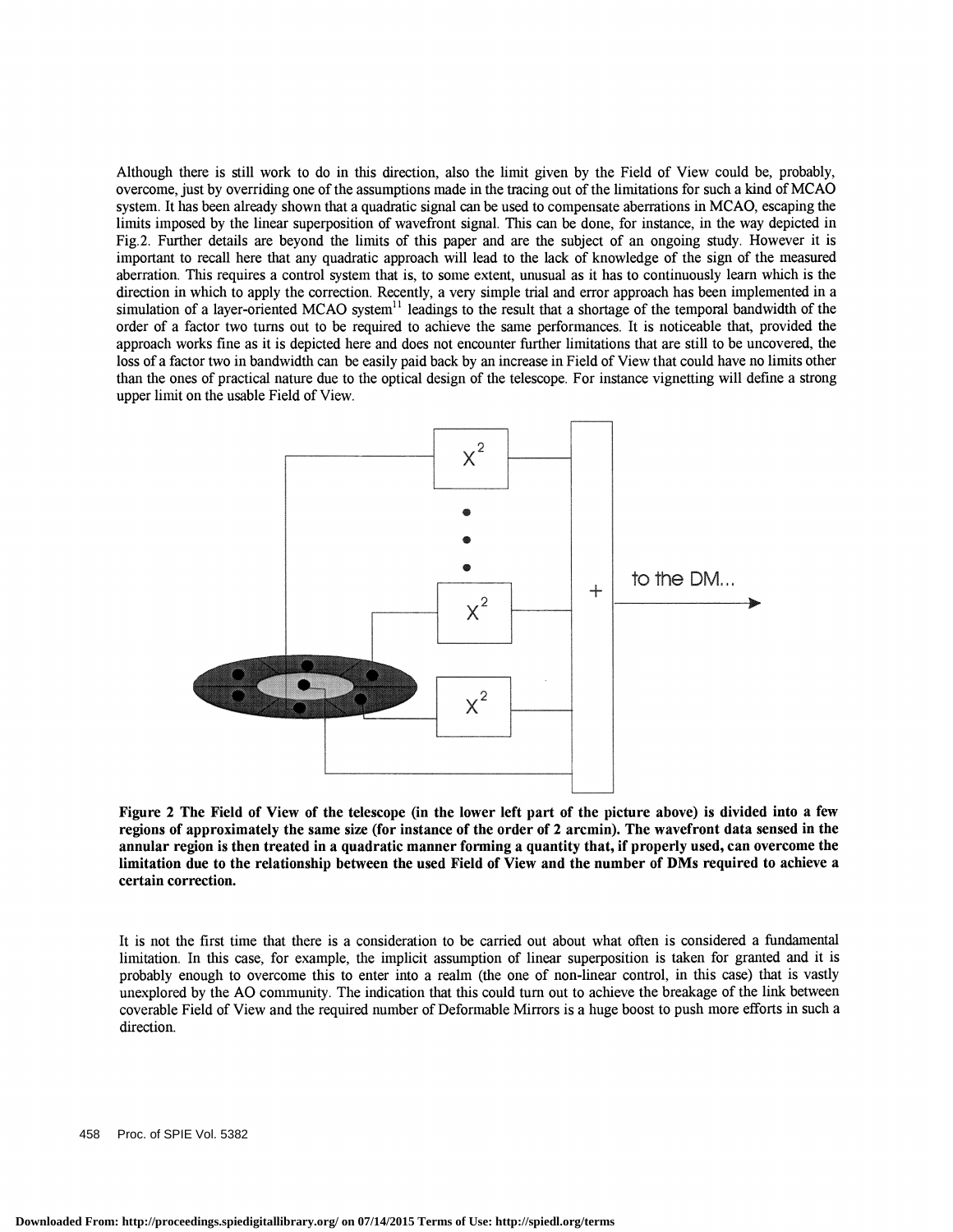Although there is still work to do in this direction, also the limit given by the Field of View could be, probably, overcome, just by overriding one of the assumptions made in the tracing out of the limitations for such a kind of MCAO system. It has been already shown that a quadratic signal can be used to compensate aberrations in MCAO, escaping the limits imposed by the linear superposition of wavefront signal. This can be done, for instance, in the way depicted in Fig.2. Further details are beyond the limits of this paper and are the subject of an ongoing study. However it is important to recall here that any quadratic approach will lead to the lack of knowledge of the sign of the measured aberration. This requires a control system that is, to some extent, unusual as it has to continuously learn which is the direction in which to apply the correction. Recently, a very simple trial and error approach has been implemented in a simulation of a layer-oriented MCAO system[11] leadings to the result that a shortage of the temporal bandwidth of the order of a factor two turns out to be required to achieve the same performances. It is noticeable that, provided the approach works fine as it is depicted here and does not encounter further limitations that are still to be uncovered, the loss of a factor two in bandwidth can be easily paid back by an increase in Field of View that could have no limits other than the ones of practical nature due to the optical design of the telescope. For instance vignetting will define a strong upper limit on the usable Field of View.

$X^2$

$X^2$

$X^2$

+

to the DM...

**Figure 2 The Field of View of the telescope (in the lower left part of the picture above) is divided into a few regions of approximately the same size (for instance of the order of 2 arcmin). The wavefront data sensed in the annular region is then treated in a quadratic manner forming a quantity that, if properly used, can overcome the limitation due to the relationship between the used Field of View and the number of DMs required to achieve a certain correction.**

It is not the first time that there is a consideration to be carried out about what often is considered a fundamental limitation. In this case, for example, the implicit assumption of linear superposition is taken for granted and it is probably enough to overcome this to enter into a realm (the one of non-linear control, in this case) that is vastly unexplored by the AO community. The indication that this could turn out to achieve the breakage of the link between coverable Field of View and the required number of Deformable Mirrors is a huge boost to push more efforts in such a direction.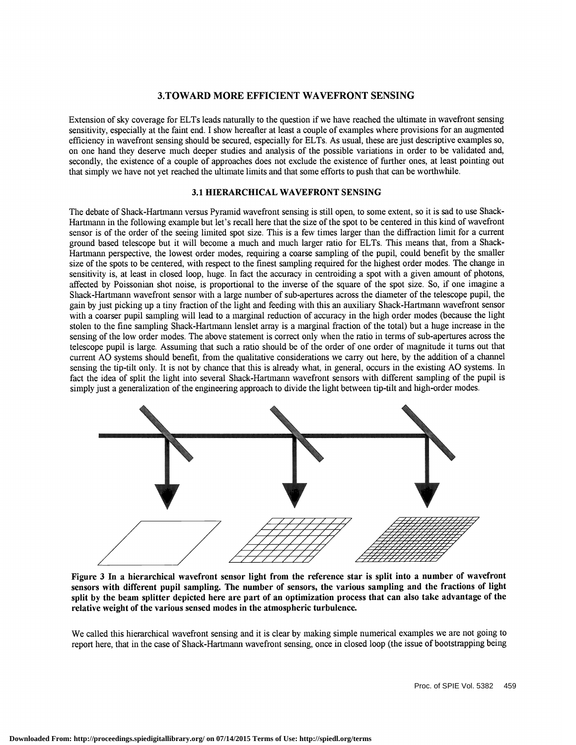## 3.TOWARD MORE EFFICIENT WAVEFRONT SENSING

Extension of sky coverage for ELTs leads naturally to the question if we have reached the ultimate in wavefront sensing sensitivity, especially at the faint end. I show hereafter at least a couple of examples where provisions for an augmented efficiency in wavefront sensing should be secured, especially for ELTs. As usual, these are just descriptive examples so, on one hand they deserve much deeper studies and analysis of the possible variations in order to be validated and, secondly, the existence of a couple of approaches does not exclude the existence of further ones, at least pointing out that simply we have not yet reached the ultimate limits and that some efforts to push that can be worthwhile.

### 3.1 HIERARCHICAL WAVEFRONT SENSING

The debate of Shack-Hartmann versus Pyramid wavefront sensing is still open, to some extent, so it is sad to use Shack-Hartmann in the following example but let's recall here that the size of the spot to be centered in this kind of wavefront sensor is of the order of the seeing limited spot size. This is a few times larger than the diffraction limit for a current ground based telescope but it will become a much and much larger ratio for ELTs. This means that, from a Shack-Hartmann perspective, the lowest order modes, requiring a coarse sampling of the pupil, could benefit by the smaller size of the spots to be centered, with respect to the finest sampling required for the highest order modes. The change in sensitivity is, at least in closed loop, huge. In fact the accuracy in centroiding a spot with a given amount of photons, affected by Poissonian shot noise, is proportional to the inverse of the square of the spot size. So, if one imagine a Shack-Hartmann wavefront sensor with a large number of sub-apertures across the diameter of the telescope pupil, the gain by just picking up a tiny fraction of the light and feeding with this an auxiliary Shack-Hartmann wavefront sensor with a coarser pupil sampling will lead to a marginal reduction of accuracy in the high order modes (because the light stolen to the fine sampling Shack-Hartmann lenslet array is a marginal fraction of the total) but a huge increase in the sensing of the low order modes. The above statement is correct only when the ratio in terms of sub-apertures across the telescope pupil is large. Assuming that such a ratio should be of the order of one order of magnitude it turns out that current AO systems should benefit, from the qualitative considerations we carry out here, by the addition of a channel sensing the tip-tilt only. It is not by chance that this is already what, in general, occurs in the existing AO systems. In fact the idea of split the light into several Shack-Hartmann wavefront sensors with different sampling of the pupil is simply just a generalization of the engineering approach to divide the light between tip-tilt and high-order modes.

**Figure 3 In a hierarchical wavefront sensor light from the reference star is split into a number of wavefront sensors with different pupil sampling. The number of sensors, the various sampling and the fractions of light split by the beam splitter depicted here are part of an optimization process that can also take advantage of the relative weight of the various sensed modes in the atmospheric turbulence.**

We called this hierarchical wavefront sensing and it is clear by making simple numerical examples we are not going to report here, that in the case of Shack-Hartmann wavefront sensing, once in closed loop (the issue of bootstrapping being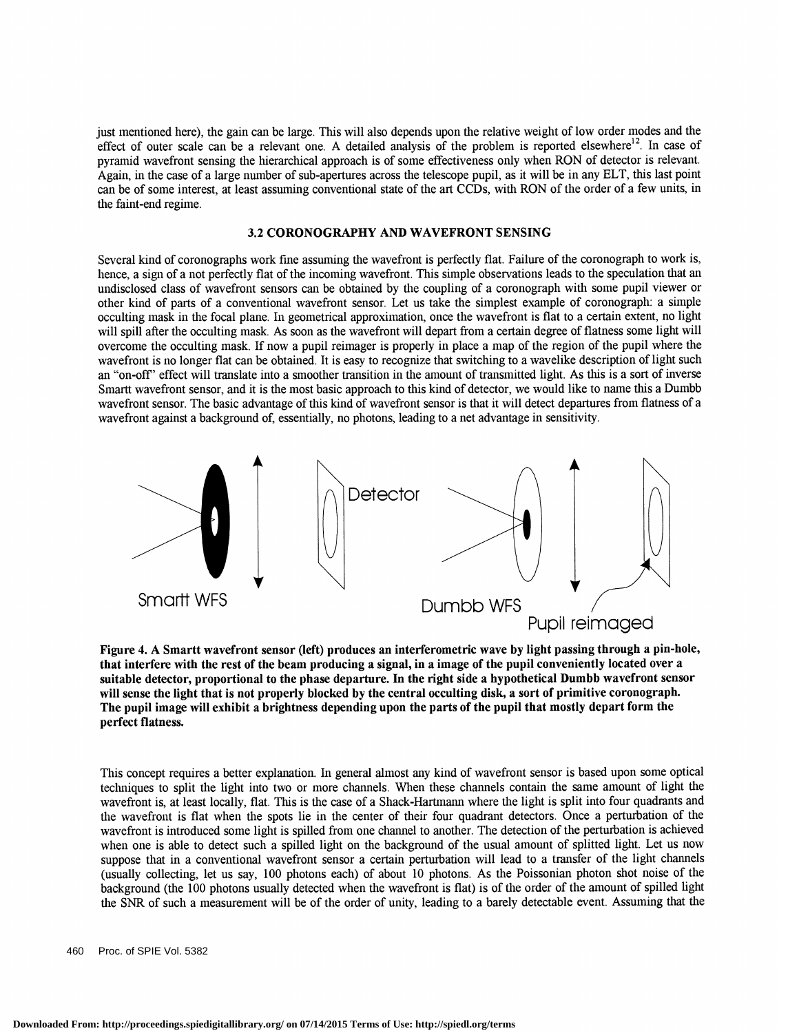just mentioned here), the gain can be large. This will also depends upon the relative weight of low order modes and the effect of outer scale can be a relevant one. A detailed analysis of the problem is reported elsewhere[12]. In case of pyramid wavefront sensing the hierarchical approach is of some effectiveness only when RON of detector is relevant. Again, in the case of a large number of sub-apertures across the telescope pupil, as it will be in any ELT, this last point can be of some interest, at least assuming conventional state of the art CCDs, with RON of the order of a few units, in the faint-end regime.

### 3.2 CORONOGRAPHY AND WAVEFRONT SENSING

Several kind of coronographs work fine assuming the wavefront is perfectly flat. Failure of the coronograph to work is, hence, a sign of a not perfectly flat of the incoming wavefront. This simple observations leads to the speculation that an undisclosed class of wavefront sensors can be obtained by the coupling of a coronograph with some pupil viewer or other kind of parts of a conventional wavefront sensor. Let us take the simplest example of coronograph: a simple occulting mask in the focal plane. In geometrical approximation, once the wavefront is flat to a certain extent, no light will spill after the occulting mask. As soon as the wavefront will depart from a certain degree of flatness some light will overcome the occulting mask. If now a pupil reimager is properly in place a map of the region of the pupil where the wavefront is no longer flat can be obtained. It is easy to recognize that switching to a wavelike description of light such an "on-off" effect will translate into a smoother transition in the amount of transmitted light. As this is a sort of inverse Smartt wavefront sensor, and it is the most basic approach to this kind of detector, we would like to name this a Dumbb wavefront sensor. The basic advantage of this kind of wavefront sensor is that it will detect departures from flatness of a wavefront against a background of, essentially, no photons, leading to a net advantage in sensitivity.

Detector

Smartt WFS

Dumbb WFS

Pupil reimaged

**Figure 4. A Smartt wavefront sensor (left) produces an interferometric wave by light passing through a pin-hole, that interfere with the rest of the beam producing a signal, in a image of the pupil conveniently located over a suitable detector, proportional to the phase departure. In the right side a hypothetical Dumbb wavefront sensor will sense the light that is not properly blocked by the central occulting disk, a sort of primitive coronograph. The pupil image will exhibit a brightness depending upon the parts of the pupil that mostly depart form the perfect flatness.**

This concept requires a better explanation. In general almost any kind of wavefront sensor is based upon some optical techniques to split the light into two or more channels. When these channels contain the same amount of light the wavefront is, at least locally, flat. This is the case of a Shack-Hartmann where the light is split into four quadrants and the wavefront is flat when the spots lie in the center of their four quadrant detectors. Once a perturbation of the wavefront is introduced some light is spilled from one channel to another. The detection of the perturbation is achieved when one is able to detect such a spilled light on the background of the usual amount of splitted light. Let us now suppose that in a conventional wavefront sensor a certain perturbation will lead to a transfer of the light channels (usually collecting, let us say, 100 photons each) of about 10 photons. As the Poissonian photon shot noise of the background (the 100 photons usually detected when the wavefront is flat) is of the order of the amount of spilled light the SNR of such a measurement will be of the order of unity, leading to a barely detectable event. Assuming that the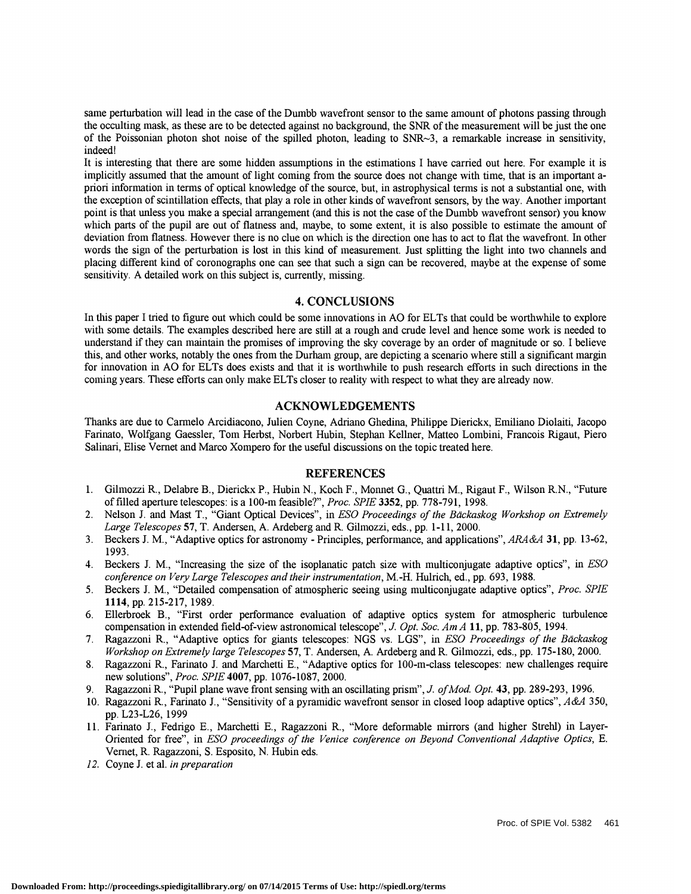same perturbation will lead in the case of the Dumbb wavefront sensor to the same amount of photons passing through the occulting mask, as these are to be detected against no background, the SNR of the measurement will be just the one of the Poissonian photon shot noise of the spilled photon, leading to SNR~3, a remarkable increase in sensitivity, indeed!

It is interesting that there are some hidden assumptions in the estimations I have carried out here. For example it is implicitly assumed that the amount of light coming from the source does not change with time, that is an important a-priori information in terms of optical knowledge of the source, but, in astrophysical terms is not a substantial one, with the exception of scintillation effects, that play a role in other kinds of wavefront sensors, by the way. Another important point is that unless you make a special arrangement (and this is not the case of the Dumbb wavefront sensor) you know which parts of the pupil are out of flatness and, maybe, to some extent, it is also possible to estimate the amount of deviation from flatness. However there is no clue on which is the direction one has to act to flat the wavefront. In other words the sign of the perturbation is lost in this kind of measurement. Just splitting the light into two channels and placing different kind of coronographs one can see that such a sign can be recovered, maybe at the expense of some sensitivity. A detailed work on this subject is, currently, missing.

## 4. CONCLUSIONS

In this paper I tried to figure out which could be some innovations in AO for ELTs that could be worthwhile to explore with some details. The examples described here are still at a rough and crude level and hence some work is needed to understand if they can maintain the promises of improving the sky coverage by an order of magnitude or so. I believe this, and other works, notably the ones from the Durham group, are depicting a scenario where still a significant margin for innovation in AO for ELTs does exists and that it is worthwhile to push research efforts in such directions in the coming years. These efforts can only make ELTs closer to reality with respect to what they are already now.

## ACKNOWLEDGEMENTS

Thanks are due to Carmelo Arcidiacono, Julien Coyne, Adriano Ghedina, Philippe Dierickx, Emiliano Diolaiti, Jacopo Farinato, Wolfgang Gaessler, Tom Herbst, Norbert Hubin, Stephan Kellner, Matteo Lombini, Francois Rigaut, Piero Salinari, Elise Vernet and Marco Xompero for the useful discussions on the topic treated here.

## REFERENCES

1. Gilmozzi R., Delabre B., Dierickx P., Hubin N., Koch F., Monnet G., Quattri M., Rigaut F., Wilson R.N., "Future of filled aperture telescopes: is a 100-m feasible?", *Proc. SPIE* **3352**, pp. 778-791, 1998.
2. Nelson J. and Mast T., "Giant Optical Devices", in *ESO Proceedings of the Bäckaskog Workshop on Extremely Large Telescopes* **57**, T. Andersen, A. Ardeberg and R. Gilmozzi, eds., pp. 1-11, 2000.
3. Beckers J. M., "Adaptive optics for astronomy - Principles, performance, and applications", *ARA&A* **31**, pp. 13-62, 1993.
4. Beckers J. M., "Increasing the size of the isoplanatic patch size with multiconjugate adaptive optics", in *ESO conference on Very Large Telescopes and their instrumentation*, M.-H. Hulrich, ed., pp. 693, 1988.
5. Beckers J. M., "Detailed compensation of atmospheric seeing using multiconjugate adaptive optics", *Proc. SPIE* **1114**, pp. 215-217, 1989.
6. Ellerbroek B., "First order performance evaluation of adaptive optics system for atmospheric turbulence compensation in extended field-of-view astronomical telescope", *J. Opt. Soc. Am A* **11**, pp. 783-805, 1994.
7. Ragazzoni R., "Adaptive optics for giants telescopes: NGS vs. LGS", in *ESO Proceedings of the Bäckaskog Workshop on Extremely large Telescopes* **57**, T. Andersen, A. Ardeberg and R. Gilmozzi, eds., pp. 175-180, 2000.
8. Ragazzoni R., Farinato J. and Marchetti E., "Adaptive optics for 100-m-class telescopes: new challenges require new solutions", *Proc. SPIE* **4007**, pp. 1076-1087, 2000.
9. Ragazzoni R., "Pupil plane wave front sensing with an oscillating prism", *J. of Mod. Opt.* **43**, pp. 289-293, 1996.
10. Ragazzoni R., Farinato J., "Sensitivity of a pyramidic wavefront sensor in closed loop adaptive optics", *A&A* 350, pp. L23-L26, 1999
11. Farinato J., Fedrigo E., Marchetti E., Ragazzoni R., "More deformable mirrors (and higher Strehl) in Layer-Oriented for free", in *ESO proceedings of the Venice conference on Beyond Conventional Adaptive Optics*, E. Vernet, R. Ragazzoni, S. Esposito, N. Hubin eds.
12. Coyne J. et al. *in preparation*